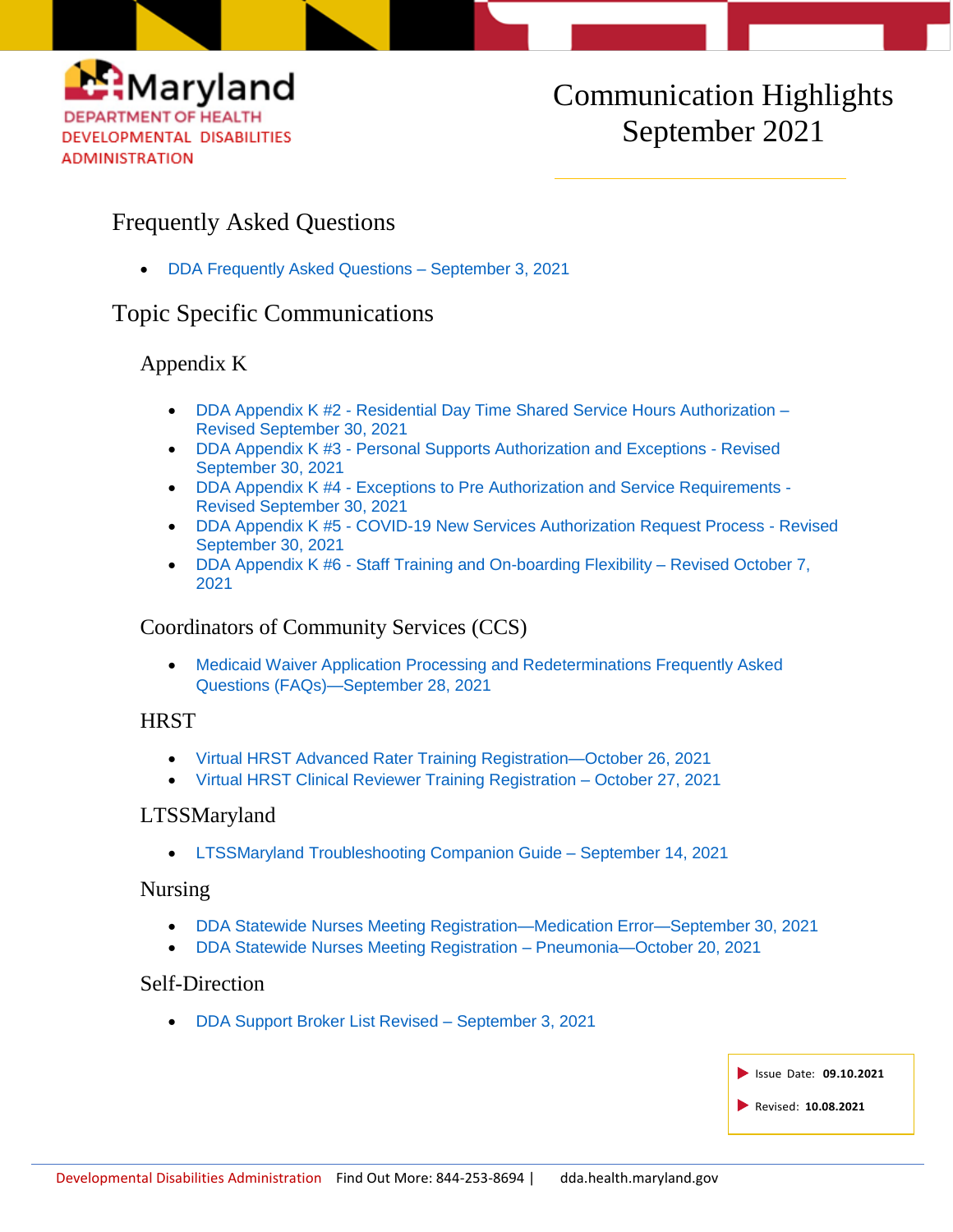Maryland
DEPARTMENT OF HEALTH
DEVELOPMENTAL DISABILITIES
ADMINISTRATION

# Communication Highlights September 2021

## Frequently Asked Questions

- DDA Frequently Asked Questions – September 3, 2021

## Topic Specific Communications

### Appendix K

- DDA Appendix K #2 - Residential Day Time Shared Service Hours Authorization – Revised September 30, 2021
- DDA Appendix K #3 - Personal Supports Authorization and Exceptions - Revised September 30, 2021
- DDA Appendix K #4 - Exceptions to Pre Authorization and Service Requirements - Revised September 30, 2021
- DDA Appendix K #5 - COVID-19 New Services Authorization Request Process - Revised September 30, 2021
- DDA Appendix K #6 - Staff Training and On-boarding Flexibility – Revised October 7, 2021

### Coordinators of Community Services (CCS)

- Medicaid Waiver Application Processing and Redeterminations Frequently Asked Questions (FAQs)—September 28, 2021

### HRST

- Virtual HRST Advanced Rater Training Registration—October 26, 2021
- Virtual HRST Clinical Reviewer Training Registration – October 27, 2021

### LTSSMaryland

- LTSSMaryland Troubleshooting Companion Guide – September 14, 2021

### Nursing

- DDA Statewide Nurses Meeting Registration—Medication Error—September 30, 2021
- DDA Statewide Nurses Meeting Registration – Pneumonia—October 20, 2021

### Self-Direction

- DDA Support Broker List Revised – September 3, 2021

Issue Date: **09.10.2021**

Revised: **10.08.2021**

Developmental Disabilities Administration Find Out More: 844-253-8694 | dda.health.maryland.gov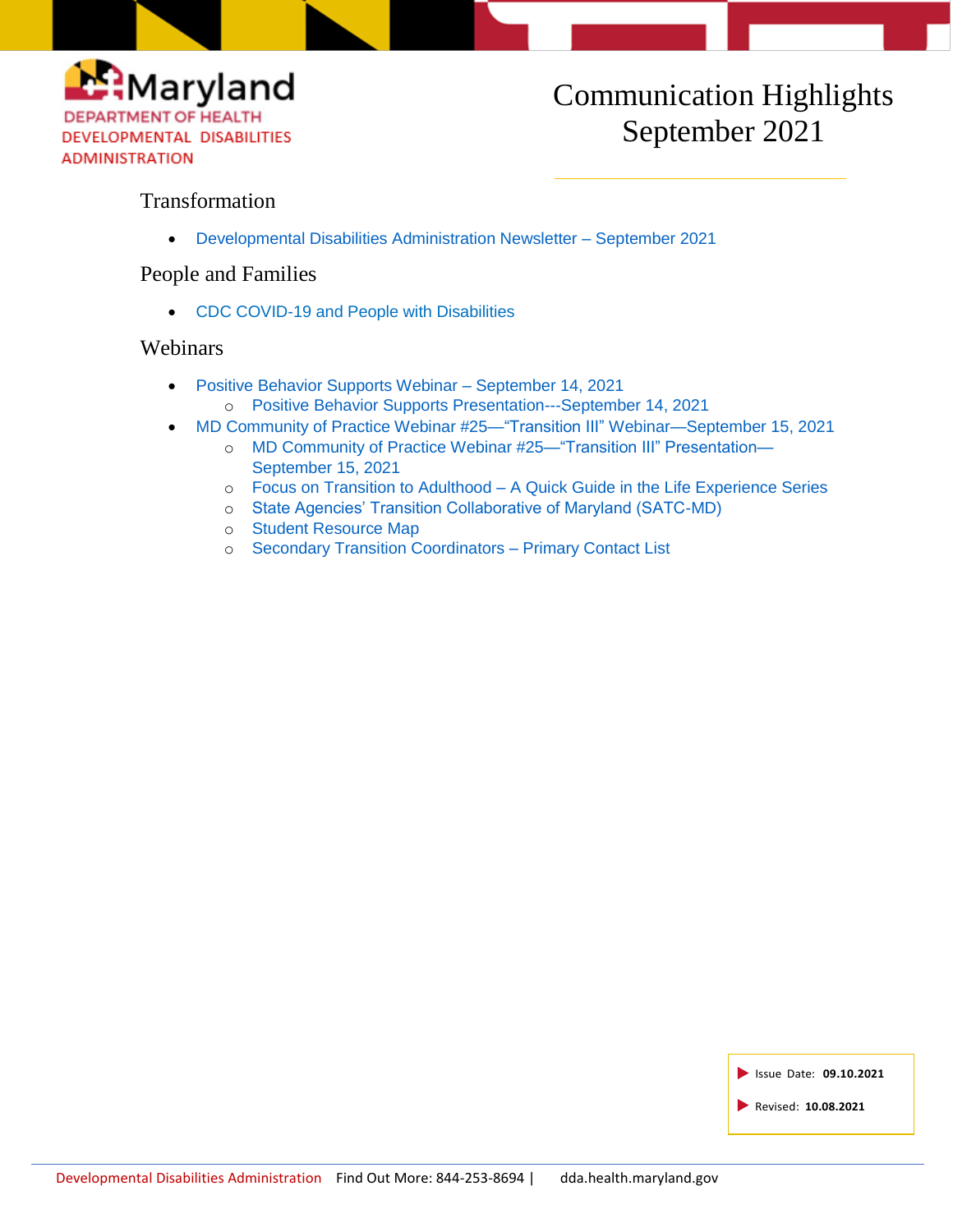# Communication Highlights September 2021

Maryland Department of Health Developmental Disabilities Administration

## Transformation

- Developmental Disabilities Administration Newsletter – September 2021

## People and Families

- CDC COVID-19 and People with Disabilities

## Webinars

- Positive Behavior Supports Webinar – September 14, 2021
  - Positive Behavior Supports Presentation---September 14, 2021
- MD Community of Practice Webinar #25—“Transition III” Webinar—September 15, 2021
  - MD Community of Practice Webinar #25—“Transition III” Presentation—September 15, 2021
  - Focus on Transition to Adulthood – A Quick Guide in the Life Experience Series
  - State Agencies’ Transition Collaborative of Maryland (SATC-MD)
  - Student Resource Map
  - Secondary Transition Coordinators – Primary Contact List

Issue Date: **09.10.2021**

Revised: **10.08.2021**

Developmental Disabilities Administration Find Out More: 844-253-8694 | dda.health.maryland.gov